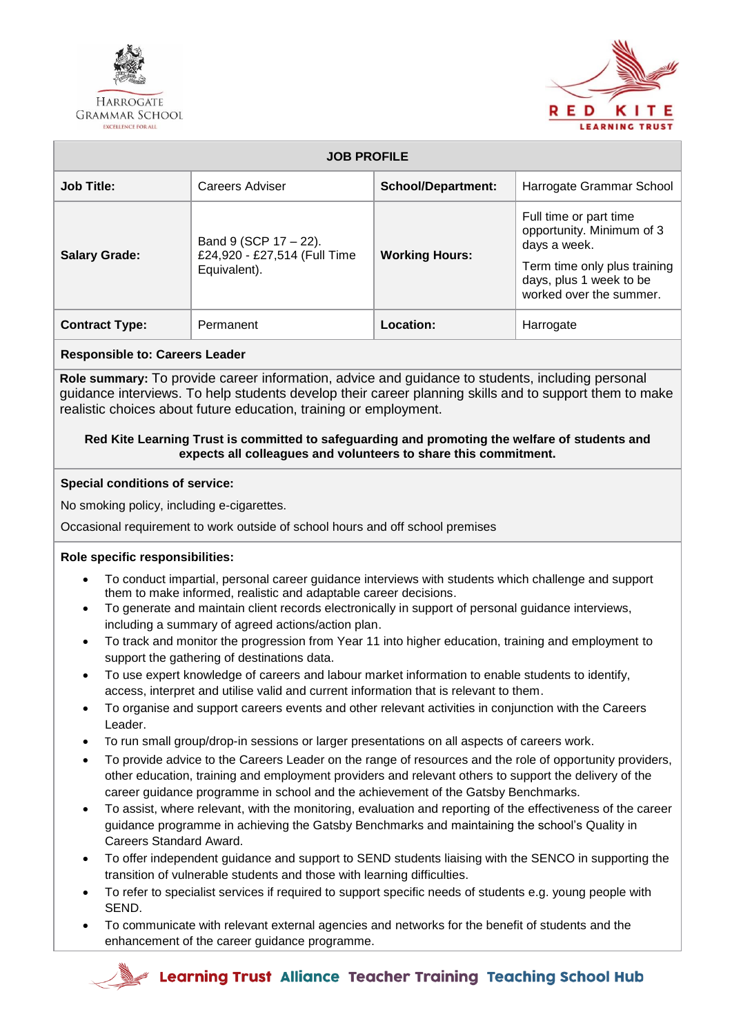HARROGATE GRAMMAR SCHOOL
EXCELLENCE FOR ALL

RED KITE LEARNING TRUST

| JOB PROFILE | | | |
|---|---|---|---|
| **Job Title:** | Careers Adviser | **School/Department:** | Harrogate Grammar School |
| **Salary Grade:** | Band 9 (SCP 17 – 22). £24,920 - £27,514 (Full Time Equivalent). | **Working Hours:** | Full time or part time opportunity. Minimum of 3 days a week. Term time only plus training days, plus 1 week to be worked over the summer. |
| **Contract Type:** | Permanent | **Location:** | Harrogate |

**Responsible to: Careers Leader**

**Role summary:** To provide career information, advice and guidance to students, including personal guidance interviews. To help students develop their career planning skills and to support them to make realistic choices about future education, training or employment.

**Red Kite Learning Trust is committed to safeguarding and promoting the welfare of students and expects all colleagues and volunteers to share this commitment.**

**Special conditions of service:**

No smoking policy, including e-cigarettes.

Occasional requirement to work outside of school hours and off school premises

**Role specific responsibilities:**

- To conduct impartial, personal career guidance interviews with students which challenge and support them to make informed, realistic and adaptable career decisions.
- To generate and maintain client records electronically in support of personal guidance interviews, including a summary of agreed actions/action plan.
- To track and monitor the progression from Year 11 into higher education, training and employment to support the gathering of destinations data.
- To use expert knowledge of careers and labour market information to enable students to identify, access, interpret and utilise valid and current information that is relevant to them.
- To organise and support careers events and other relevant activities in conjunction with the Careers Leader.
- To run small group/drop-in sessions or larger presentations on all aspects of careers work.
- To provide advice to the Careers Leader on the range of resources and the role of opportunity providers, other education, training and employment providers and relevant others to support the delivery of the career guidance programme in school and the achievement of the Gatsby Benchmarks.
- To assist, where relevant, with the monitoring, evaluation and reporting of the effectiveness of the career guidance programme in achieving the Gatsby Benchmarks and maintaining the school's Quality in Careers Standard Award.
- To offer independent guidance and support to SEND students liaising with the SENCO in supporting the transition of vulnerable students and those with learning difficulties.
- To refer to specialist services if required to support specific needs of students e.g. young people with SEND.
- To communicate with relevant external agencies and networks for the benefit of students and the enhancement of the career guidance programme.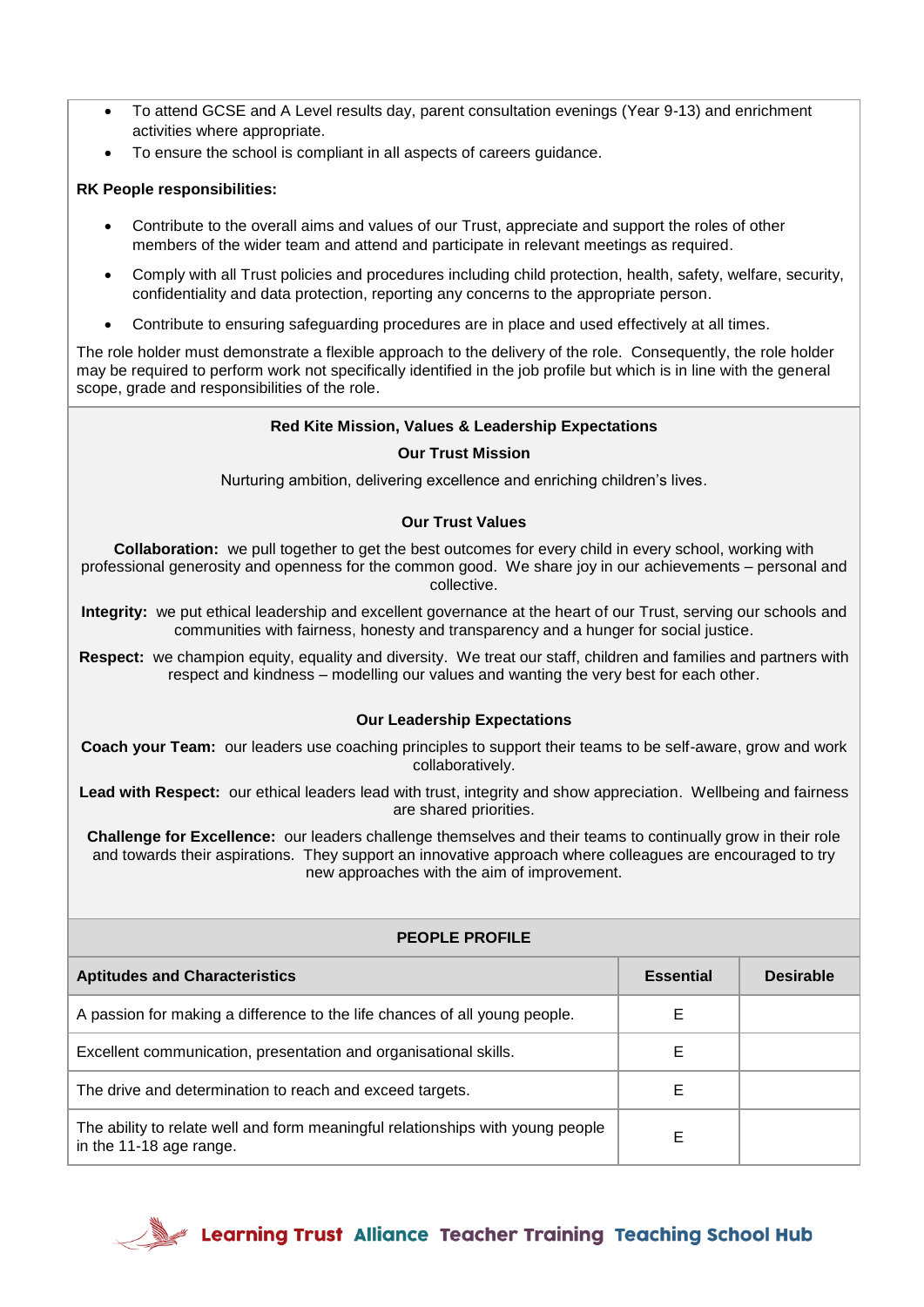- To attend GCSE and A Level results day, parent consultation evenings (Year 9-13) and enrichment activities where appropriate.
- To ensure the school is compliant in all aspects of careers guidance.

**RK People responsibilities:**

- Contribute to the overall aims and values of our Trust, appreciate and support the roles of other members of the wider team and attend and participate in relevant meetings as required.
- Comply with all Trust policies and procedures including child protection, health, safety, welfare, security, confidentiality and data protection, reporting any concerns to the appropriate person.
- Contribute to ensuring safeguarding procedures are in place and used effectively at all times.

The role holder must demonstrate a flexible approach to the delivery of the role. Consequently, the role holder may be required to perform work not specifically identified in the job profile but which is in line with the general scope, grade and responsibilities of the role.

## Red Kite Mission, Values & Leadership Expectations

### Our Trust Mission

Nurturing ambition, delivering excellence and enriching children's lives.

### Our Trust Values

**Collaboration:** we pull together to get the best outcomes for every child in every school, working with professional generosity and openness for the common good. We share joy in our achievements – personal and collective.

**Integrity:** we put ethical leadership and excellent governance at the heart of our Trust, serving our schools and communities with fairness, honesty and transparency and a hunger for social justice.

**Respect:** we champion equity, equality and diversity. We treat our staff, children and families and partners with respect and kindness – modelling our values and wanting the very best for each other.

### Our Leadership Expectations

**Coach your Team:** our leaders use coaching principles to support their teams to be self-aware, grow and work collaboratively.

**Lead with Respect:** our ethical leaders lead with trust, integrity and show appreciation. Wellbeing and fairness are shared priorities.

**Challenge for Excellence:** our leaders challenge themselves and their teams to continually grow in their role and towards their aspirations. They support an innovative approach where colleagues are encouraged to try new approaches with the aim of improvement.

## PEOPLE PROFILE

| Aptitudes and Characteristics | Essential | Desirable |
|---|---|---|
| A passion for making a difference to the life chances of all young people. | E | |
| Excellent communication, presentation and organisational skills. | E | |
| The drive and determination to reach and exceed targets. | E | |
| The ability to relate well and form meaningful relationships with young people in the 11-18 age range. | E | |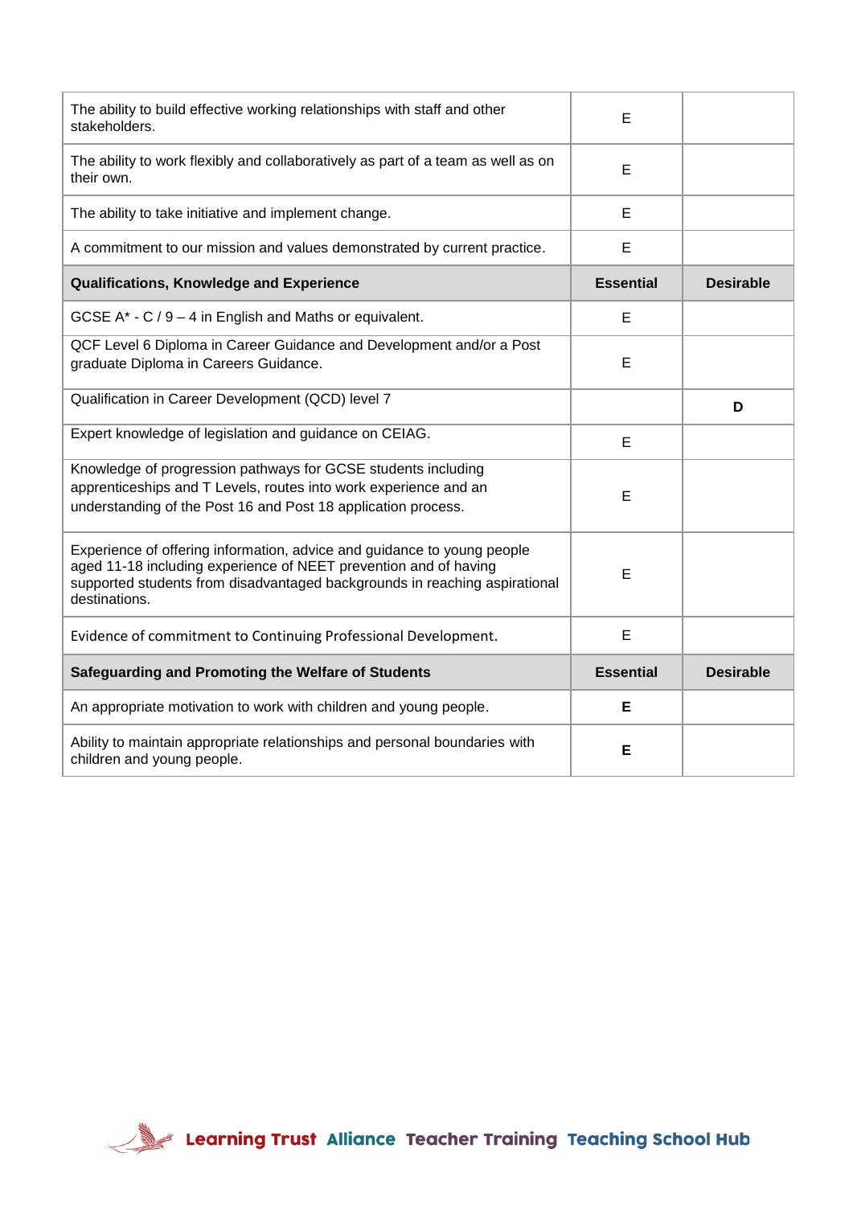| | | |
|---|---|---|
| The ability to build effective working relationships with staff and other stakeholders. | E | |
| The ability to work flexibly and collaboratively as part of a team as well as on their own. | E | |
| The ability to take initiative and implement change. | E | |
| A commitment to our mission and values demonstrated by current practice. | E | |
| **Qualifications, Knowledge and Experience** | **Essential** | **Desirable** |
| GCSE A* - C / 9 – 4 in English and Maths or equivalent. | E | |
| QCF Level 6 Diploma in Career Guidance and Development and/or a Post graduate Diploma in Careers Guidance. | E | |
| Qualification in Career Development (QCD) level 7 | | **D** |
| Expert knowledge of legislation and guidance on CEIAG. | E | |
| Knowledge of progression pathways for GCSE students including apprenticeships and T Levels, routes into work experience and an understanding of the Post 16 and Post 18 application process. | E | |
| Experience of offering information, advice and guidance to young people aged 11-18 including experience of NEET prevention and of having supported students from disadvantaged backgrounds in reaching aspirational destinations. | E | |
| Evidence of commitment to Continuing Professional Development. | E | |
| **Safeguarding and Promoting the Welfare of Students** | **Essential** | **Desirable** |
| An appropriate motivation to work with children and young people. | **E** | |
| Ability to maintain appropriate relationships and personal boundaries with children and young people. | **E** | |